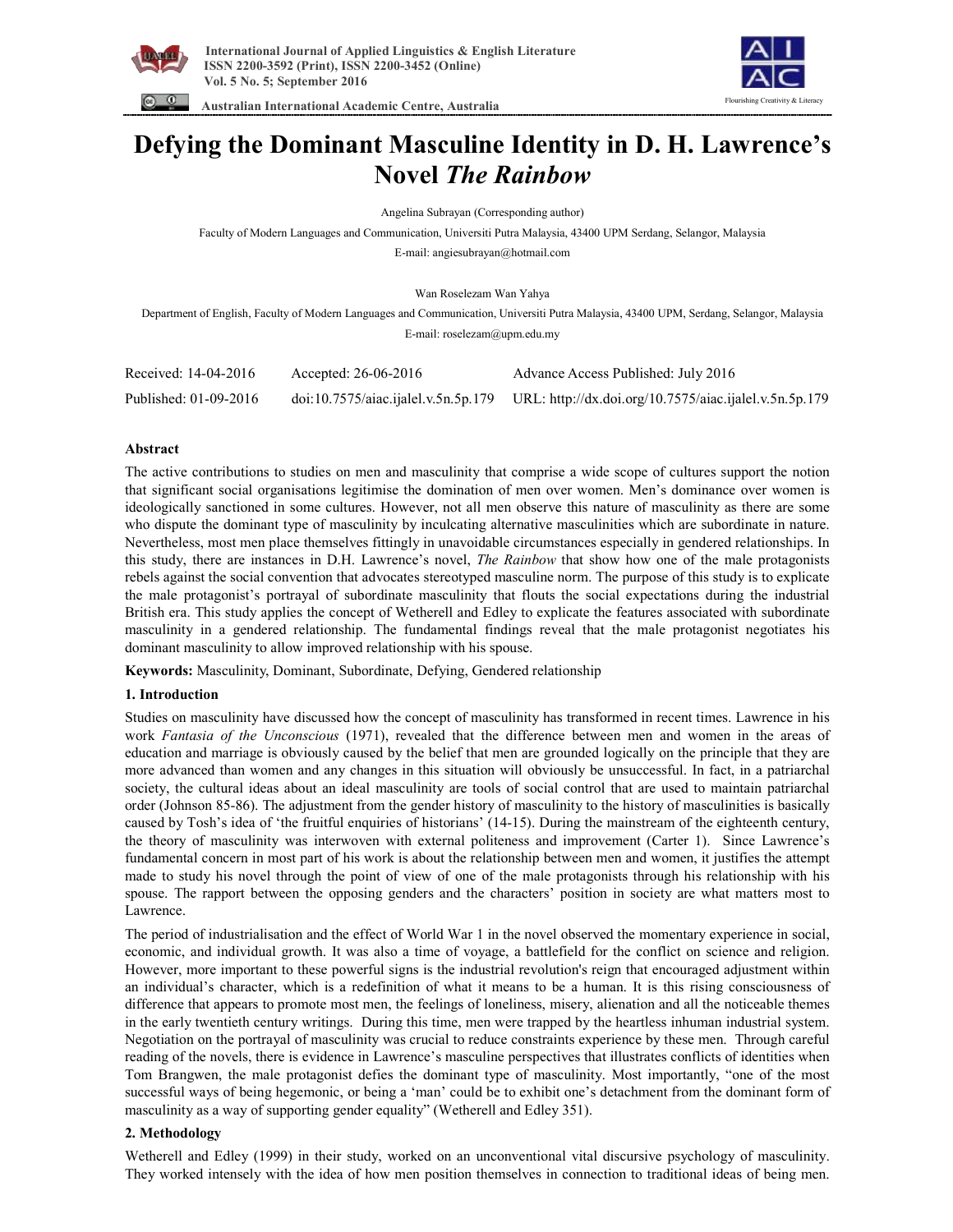# Defying the Dominant Masculine Identity in D. H. Lawrence's Novel *The Rainbow*

Angelina Subrayan (Corresponding author)

Faculty of Modern Languages and Communication, Universiti Putra Malaysia, 43400 UPM Serdang, Selangor, Malaysia

E-mail: angiesubrayan@hotmail.com

Wan Roselezam Wan Yahya

Department of English, Faculty of Modern Languages and Communication, Universiti Putra Malaysia, 43400 UPM, Serdang, Selangor, Malaysia

E-mail: roselezam@upm.edu.my

| Received: 14-04-2016 | Accepted: 26-06-2016 | Advance Access Published: July 2016 |
|---|---|---|
| Published: 01-09-2016 | doi:10.7575/aiac.ijalel.v.5n.5p.179 | URL: http://dx.doi.org/10.7575/aiac.ijalel.v.5n.5p.179 |

## Abstract

The active contributions to studies on men and masculinity that comprise a wide scope of cultures support the notion that significant social organisations legitimise the domination of men over women. Men's dominance over women is ideologically sanctioned in some cultures. However, not all men observe this nature of masculinity as there are some who dispute the dominant type of masculinity by inculcating alternative masculinities which are subordinate in nature. Nevertheless, most men place themselves fittingly in unavoidable circumstances especially in gendered relationships. In this study, there are instances in D.H. Lawrence's novel, *The Rainbow* that show how one of the male protagonists rebels against the social convention that advocates stereotyped masculine norm. The purpose of this study is to explicate the male protagonist's portrayal of subordinate masculinity that flouts the social expectations during the industrial British era. This study applies the concept of Wetherell and Edley to explicate the features associated with subordinate masculinity in a gendered relationship. The fundamental findings reveal that the male protagonist negotiates his dominant masculinity to allow improved relationship with his spouse.

**Keywords:** Masculinity, Dominant, Subordinate, Defying, Gendered relationship

## 1. Introduction

Studies on masculinity have discussed how the concept of masculinity has transformed in recent times. Lawrence in his work *Fantasia of the Unconscious* (1971), revealed that the difference between men and women in the areas of education and marriage is obviously caused by the belief that men are grounded logically on the principle that they are more advanced than women and any changes in this situation will obviously be unsuccessful. In fact, in a patriarchal society, the cultural ideas about an ideal masculinity are tools of social control that are used to maintain patriarchal order (Johnson 85-86). The adjustment from the gender history of masculinity to the history of masculinities is basically caused by Tosh's idea of 'the fruitful enquiries of historians' (14-15). During the mainstream of the eighteenth century, the theory of masculinity was interwoven with external politeness and improvement (Carter 1). Since Lawrence's fundamental concern in most part of his work is about the relationship between men and women, it justifies the attempt made to study his novel through the point of view of one of the male protagonists through his relationship with his spouse. The rapport between the opposing genders and the characters' position in society are what matters most to Lawrence.

The period of industrialisation and the effect of World War 1 in the novel observed the momentary experience in social, economic, and individual growth. It was also a time of voyage, a battlefield for the conflict on science and religion. However, more important to these powerful signs is the industrial revolution's reign that encouraged adjustment within an individual's character, which is a redefinition of what it means to be a human. It is this rising consciousness of difference that appears to promote most men, the feelings of loneliness, misery, alienation and all the noticeable themes in the early twentieth century writings. During this time, men were trapped by the heartless inhuman industrial system. Negotiation on the portrayal of masculinity was crucial to reduce constraints experience by these men. Through careful reading of the novels, there is evidence in Lawrence's masculine perspectives that illustrates conflicts of identities when Tom Brangwen, the male protagonist defies the dominant type of masculinity. Most importantly, "one of the most successful ways of being hegemonic, or being a 'man' could be to exhibit one's detachment from the dominant form of masculinity as a way of supporting gender equality" (Wetherell and Edley 351).

## 2. Methodology

Wetherell and Edley (1999) in their study, worked on an unconventional vital discursive psychology of masculinity. They worked intensely with the idea of how men position themselves in connection to traditional ideas of being men.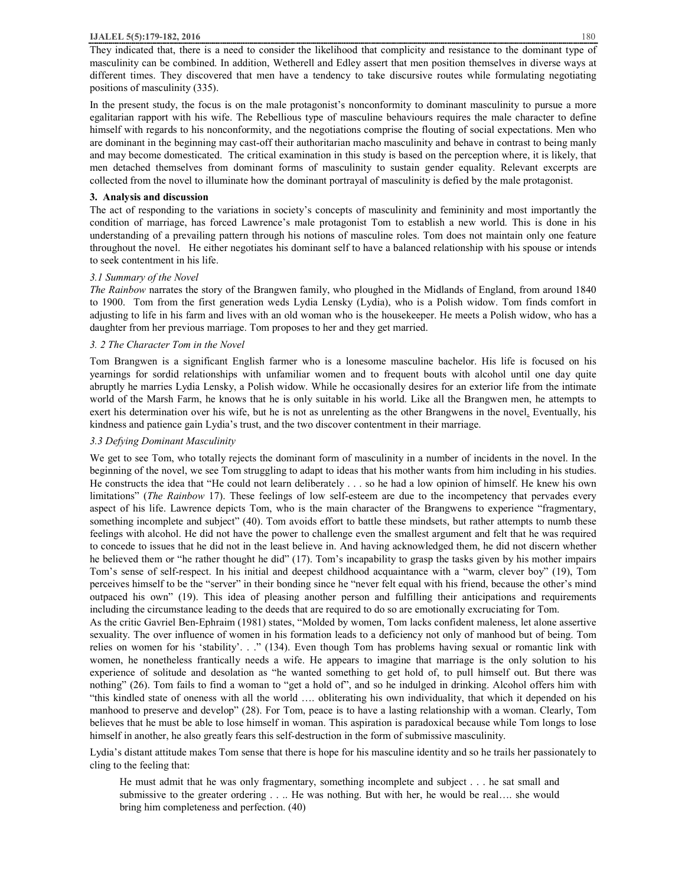They indicated that, there is a need to consider the likelihood that complicity and resistance to the dominant type of masculinity can be combined. In addition, Wetherell and Edley assert that men position themselves in diverse ways at different times. They discovered that men have a tendency to take discursive routes while formulating negotiating positions of masculinity (335).

In the present study, the focus is on the male protagonist's nonconformity to dominant masculinity to pursue a more egalitarian rapport with his wife. The Rebellious type of masculine behaviours requires the male character to define himself with regards to his nonconformity, and the negotiations comprise the flouting of social expectations. Men who are dominant in the beginning may cast-off their authoritarian macho masculinity and behave in contrast to being manly and may become domesticated. The critical examination in this study is based on the perception where, it is likely, that men detached themselves from dominant forms of masculinity to sustain gender equality. Relevant excerpts are collected from the novel to illuminate how the dominant portrayal of masculinity is defied by the male protagonist.

## 3. Analysis and discussion

The act of responding to the variations in society's concepts of masculinity and femininity and most importantly the condition of marriage, has forced Lawrence's male protagonist Tom to establish a new world. This is done in his understanding of a prevailing pattern through his notions of masculine roles. Tom does not maintain only one feature throughout the novel. He either negotiates his dominant self to have a balanced relationship with his spouse or intends to seek contentment in his life.

### *3.1 Summary of the Novel*

*The Rainbow* narrates the story of the Brangwen family, who ploughed in the Midlands of England, from around 1840 to 1900. Tom from the first generation weds Lydia Lensky (Lydia), who is a Polish widow. Tom finds comfort in adjusting to life in his farm and lives with an old woman who is the housekeeper. He meets a Polish widow, who has a daughter from her previous marriage. Tom proposes to her and they get married.

### *3. 2 The Character Tom in the Novel*

Tom Brangwen is a significant English farmer who is a lonesome masculine bachelor. His life is focused on his yearnings for sordid relationships with unfamiliar women and to frequent bouts with alcohol until one day quite abruptly he marries Lydia Lensky, a Polish widow. While he occasionally desires for an exterior life from the intimate world of the Marsh Farm, he knows that he is only suitable in his world. Like all the Brangwen men, he attempts to exert his determination over his wife, but he is not as unrelenting as the other Brangwens in the novel. Eventually, his kindness and patience gain Lydia's trust, and the two discover contentment in their marriage.

### *3.3 Defying Dominant Masculinity*

We get to see Tom, who totally rejects the dominant form of masculinity in a number of incidents in the novel. In the beginning of the novel, we see Tom struggling to adapt to ideas that his mother wants from him including in his studies. He constructs the idea that "He could not learn deliberately . . . so he had a low opinion of himself. He knew his own limitations" (*The Rainbow* 17). These feelings of low self-esteem are due to the incompetency that pervades every aspect of his life. Lawrence depicts Tom, who is the main character of the Brangwens to experience "fragmentary, something incomplete and subject" (40). Tom avoids effort to battle these mindsets, but rather attempts to numb these feelings with alcohol. He did not have the power to challenge even the smallest argument and felt that he was required to concede to issues that he did not in the least believe in. And having acknowledged them, he did not discern whether he believed them or "he rather thought he did" (17). Tom's incapability to grasp the tasks given by his mother impairs Tom's sense of self-respect. In his initial and deepest childhood acquaintance with a "warm, clever boy" (19), Tom perceives himself to be the "server" in their bonding since he "never felt equal with his friend, because the other's mind outpaced his own" (19). This idea of pleasing another person and fulfilling their anticipations and requirements including the circumstance leading to the deeds that are required to do so are emotionally excruciating for Tom.

As the critic Gavriel Ben-Ephraim (1981) states, "Molded by women, Tom lacks confident maleness, let alone assertive sexuality. The over influence of women in his formation leads to a deficiency not only of manhood but of being. Tom relies on women for his 'stability'. . ." (134). Even though Tom has problems having sexual or romantic link with women, he nonetheless frantically needs a wife. He appears to imagine that marriage is the only solution to his experience of solitude and desolation as "he wanted something to get hold of, to pull himself out. But there was nothing" (26). Tom fails to find a woman to "get a hold of", and so he indulged in drinking. Alcohol offers him with "this kindled state of oneness with all the world …. obliterating his own individuality, that which it depended on his manhood to preserve and develop" (28). For Tom, peace is to have a lasting relationship with a woman. Clearly, Tom believes that he must be able to lose himself in woman. This aspiration is paradoxical because while Tom longs to lose himself in another, he also greatly fears this self-destruction in the form of submissive masculinity.

Lydia's distant attitude makes Tom sense that there is hope for his masculine identity and so he trails her passionately to cling to the feeling that:

> He must admit that he was only fragmentary, something incomplete and subject . . . he sat small and submissive to the greater ordering . . .. He was nothing. But with her, he would be real…. she would bring him completeness and perfection. (40)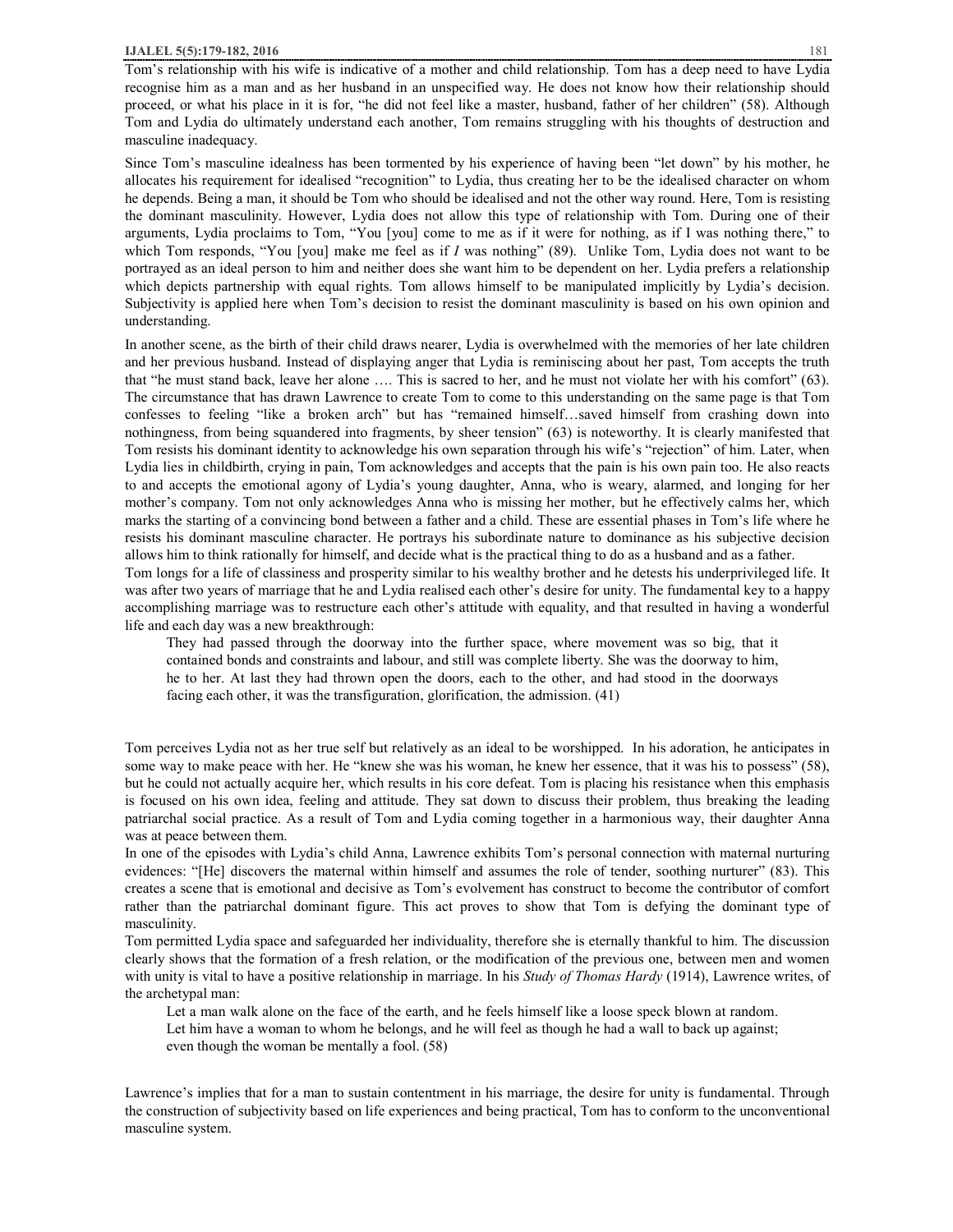Tom's relationship with his wife is indicative of a mother and child relationship. Tom has a deep need to have Lydia recognise him as a man and as her husband in an unspecified way. He does not know how their relationship should proceed, or what his place in it is for, "he did not feel like a master, husband, father of her children" (58). Although Tom and Lydia do ultimately understand each another, Tom remains struggling with his thoughts of destruction and masculine inadequacy.

Since Tom's masculine idealness has been tormented by his experience of having been "let down" by his mother, he allocates his requirement for idealised "recognition" to Lydia, thus creating her to be the idealised character on whom he depends. Being a man, it should be Tom who should be idealised and not the other way round. Here, Tom is resisting the dominant masculinity. However, Lydia does not allow this type of relationship with Tom. During one of their arguments, Lydia proclaims to Tom, "You [you] come to me as if it were for nothing, as if I was nothing there," to which Tom responds, "You [you] make me feel as if *I* was nothing" (89). Unlike Tom, Lydia does not want to be portrayed as an ideal person to him and neither does she want him to be dependent on her. Lydia prefers a relationship which depicts partnership with equal rights. Tom allows himself to be manipulated implicitly by Lydia's decision. Subjectivity is applied here when Tom's decision to resist the dominant masculinity is based on his own opinion and understanding.

In another scene, as the birth of their child draws nearer, Lydia is overwhelmed with the memories of her late children and her previous husband. Instead of displaying anger that Lydia is reminiscing about her past, Tom accepts the truth that "he must stand back, leave her alone …. This is sacred to her, and he must not violate her with his comfort" (63). The circumstance that has drawn Lawrence to create Tom to come to this understanding on the same page is that Tom confesses to feeling "like a broken arch" but has "remained himself…saved himself from crashing down into nothingness, from being squandered into fragments, by sheer tension" (63) is noteworthy. It is clearly manifested that Tom resists his dominant identity to acknowledge his own separation through his wife's "rejection" of him. Later, when Lydia lies in childbirth, crying in pain, Tom acknowledges and accepts that the pain is his own pain too. He also reacts to and accepts the emotional agony of Lydia's young daughter, Anna, who is weary, alarmed, and longing for her mother's company. Tom not only acknowledges Anna who is missing her mother, but he effectively calms her, which marks the starting of a convincing bond between a father and a child. These are essential phases in Tom's life where he resists his dominant masculine character. He portrays his subordinate nature to dominance as his subjective decision allows him to think rationally for himself, and decide what is the practical thing to do as a husband and as a father.

Tom longs for a life of classiness and prosperity similar to his wealthy brother and he detests his underprivileged life. It was after two years of marriage that he and Lydia realised each other's desire for unity. The fundamental key to a happy accomplishing marriage was to restructure each other's attitude with equality, and that resulted in having a wonderful life and each day was a new breakthrough:

> They had passed through the doorway into the further space, where movement was so big, that it contained bonds and constraints and labour, and still was complete liberty. She was the doorway to him, he to her. At last they had thrown open the doors, each to the other, and had stood in the doorways facing each other, it was the transfiguration, glorification, the admission. (41)

Tom perceives Lydia not as her true self but relatively as an ideal to be worshipped. In his adoration, he anticipates in some way to make peace with her. He "knew she was his woman, he knew her essence, that it was his to possess" (58), but he could not actually acquire her, which results in his core defeat. Tom is placing his resistance when this emphasis is focused on his own idea, feeling and attitude. They sat down to discuss their problem, thus breaking the leading patriarchal social practice. As a result of Tom and Lydia coming together in a harmonious way, their daughter Anna was at peace between them.

In one of the episodes with Lydia's child Anna, Lawrence exhibits Tom's personal connection with maternal nurturing evidences: "[He] discovers the maternal within himself and assumes the role of tender, soothing nurturer" (83). This creates a scene that is emotional and decisive as Tom's evolvement has construct to become the contributor of comfort rather than the patriarchal dominant figure. This act proves to show that Tom is defying the dominant type of masculinity.

Tom permitted Lydia space and safeguarded her individuality, therefore she is eternally thankful to him. The discussion clearly shows that the formation of a fresh relation, or the modification of the previous one, between men and women with unity is vital to have a positive relationship in marriage. In his *Study of Thomas Hardy* (1914), Lawrence writes, of the archetypal man:

> Let a man walk alone on the face of the earth, and he feels himself like a loose speck blown at random.
> Let him have a woman to whom he belongs, and he will feel as though he had a wall to back up against;
> even though the woman be mentally a fool. (58)

Lawrence's implies that for a man to sustain contentment in his marriage, the desire for unity is fundamental. Through the construction of subjectivity based on life experiences and being practical, Tom has to conform to the unconventional masculine system.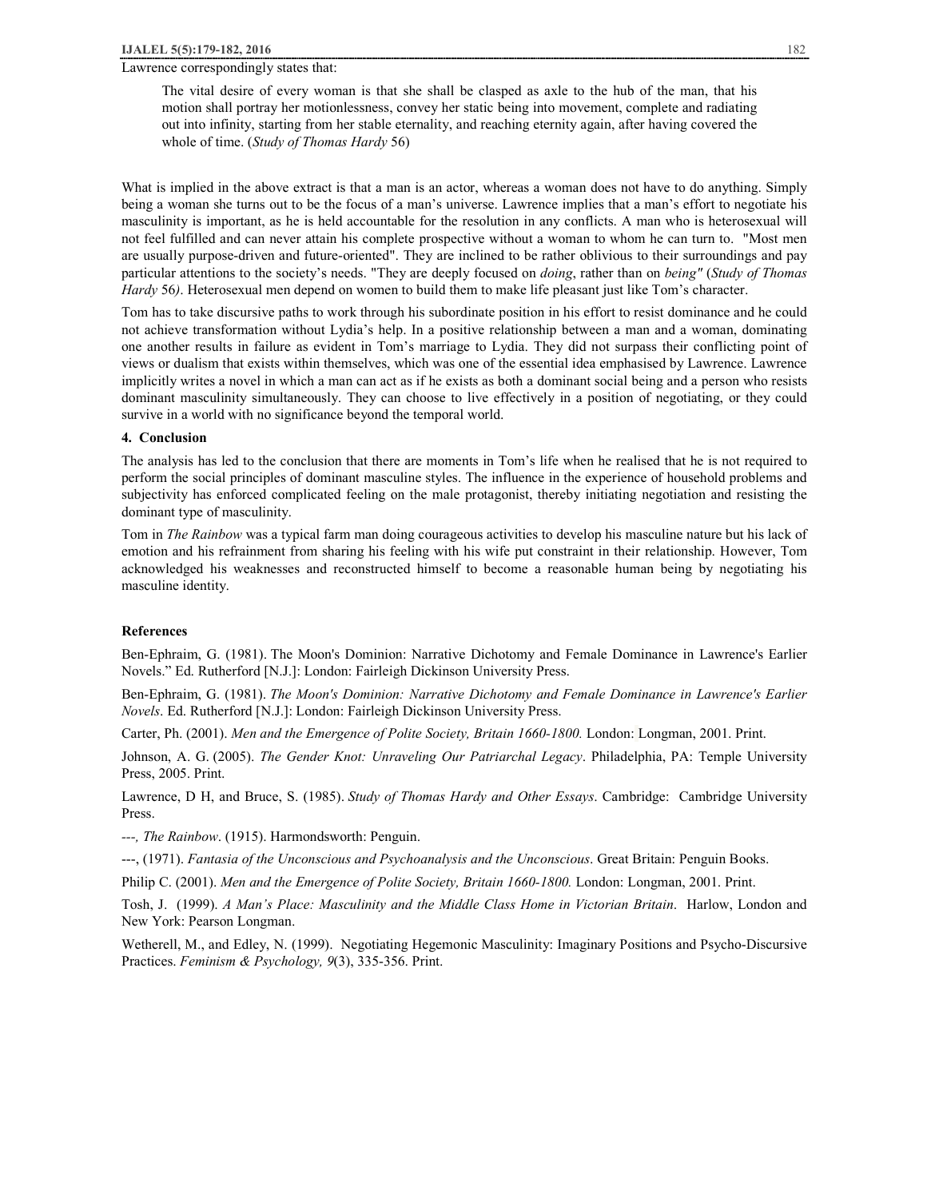Lawrence correspondingly states that:

> The vital desire of every woman is that she shall be clasped as axle to the hub of the man, that his motion shall portray her motionlessness, convey her static being into movement, complete and radiating out into infinity, starting from her stable eternality, and reaching eternity again, after having covered the whole of time. (*Study of Thomas Hardy* 56)

What is implied in the above extract is that a man is an actor, whereas a woman does not have to do anything. Simply being a woman she turns out to be the focus of a man's universe. Lawrence implies that a man's effort to negotiate his masculinity is important, as he is held accountable for the resolution in any conflicts. A man who is heterosexual will not feel fulfilled and can never attain his complete prospective without a woman to whom he can turn to. "Most men are usually purpose-driven and future-oriented". They are inclined to be rather oblivious to their surroundings and pay particular attentions to the society's needs. "They are deeply focused on *doing*, rather than on *being"* (*Study of Thomas Hardy* 56*)*. Heterosexual men depend on women to build them to make life pleasant just like Tom's character.

Tom has to take discursive paths to work through his subordinate position in his effort to resist dominance and he could not achieve transformation without Lydia's help. In a positive relationship between a man and a woman, dominating one another results in failure as evident in Tom's marriage to Lydia. They did not surpass their conflicting point of views or dualism that exists within themselves, which was one of the essential idea emphasised by Lawrence. Lawrence implicitly writes a novel in which a man can act as if he exists as both a dominant social being and a person who resists dominant masculinity simultaneously. They can choose to live effectively in a position of negotiating, or they could survive in a world with no significance beyond the temporal world.

## 4. Conclusion

The analysis has led to the conclusion that there are moments in Tom's life when he realised that he is not required to perform the social principles of dominant masculine styles. The influence in the experience of household problems and subjectivity has enforced complicated feeling on the male protagonist, thereby initiating negotiation and resisting the dominant type of masculinity.

Tom in *The Rainbow* was a typical farm man doing courageous activities to develop his masculine nature but his lack of emotion and his refrainment from sharing his feeling with his wife put constraint in their relationship. However, Tom acknowledged his weaknesses and reconstructed himself to become a reasonable human being by negotiating his masculine identity.

## References

Ben-Ephraim, G. (1981). The Moon's Dominion: Narrative Dichotomy and Female Dominance in Lawrence's Earlier Novels." Ed. Rutherford [N.J.]: London: Fairleigh Dickinson University Press.

Ben-Ephraim, G. (1981). *The Moon's Dominion: Narrative Dichotomy and Female Dominance in Lawrence's Earlier Novels*. Ed. Rutherford [N.J.]: London: Fairleigh Dickinson University Press.

Carter, Ph. (2001). *Men and the Emergence of Polite Society, Britain 1660-1800.* London: Longman, 2001. Print.

Johnson, A. G. (2005). *The Gender Knot: Unraveling Our Patriarchal Legacy*. Philadelphia, PA: Temple University Press, 2005. Print.

Lawrence, D H, and Bruce, S. (1985). *Study of Thomas Hardy and Other Essays*. Cambridge: Cambridge University Press.

*---, The Rainbow*. (1915). Harmondsworth: Penguin.

---, (1971). *Fantasia of the Unconscious and Psychoanalysis and the Unconscious*. Great Britain: Penguin Books.

Philip C. (2001). *Men and the Emergence of Polite Society, Britain 1660-1800.* London: Longman, 2001. Print.

Tosh, J. (1999). *A Man's Place: Masculinity and the Middle Class Home in Victorian Britain*. Harlow, London and New York: Pearson Longman.

Wetherell, M., and Edley, N. (1999). Negotiating Hegemonic Masculinity: Imaginary Positions and Psycho-Discursive Practices. *Feminism & Psychology, 9*(3), 335-356. Print.